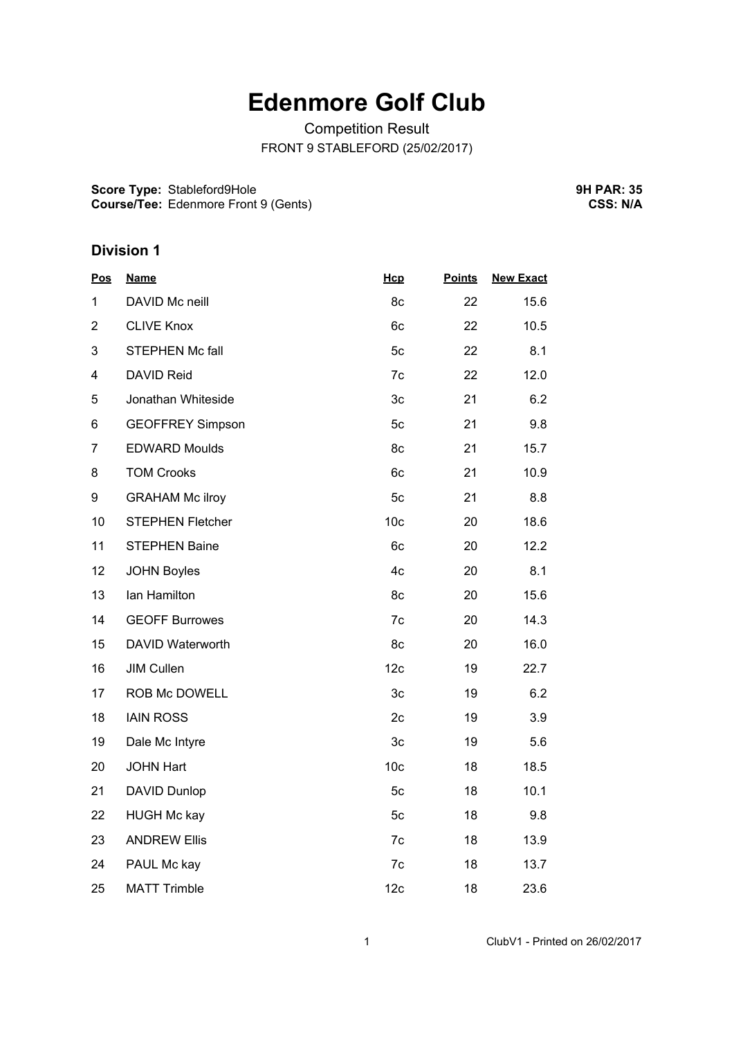# Edenmore Golf Club

Competition Result

FRONT 9 STABLEFORD (25/02/2017)

**Score Type:** Stableford9Hole
**Course/Tee:** Edenmore Front 9 (Gents)

**9H PAR: 35**
**CSS: N/A**

## Division 1

| Pos | Name | Hcp | Points | New Exact |
|---|---|---|---|---|
| 1 | DAVID Mc neill | 8c | 22 | 15.6 |
| 2 | CLIVE Knox | 6c | 22 | 10.5 |
| 3 | STEPHEN Mc fall | 5c | 22 | 8.1 |
| 4 | DAVID Reid | 7c | 22 | 12.0 |
| 5 | Jonathan Whiteside | 3c | 21 | 6.2 |
| 6 | GEOFFREY Simpson | 5c | 21 | 9.8 |
| 7 | EDWARD Moulds | 8c | 21 | 15.7 |
| 8 | TOM Crooks | 6c | 21 | 10.9 |
| 9 | GRAHAM Mc ilroy | 5c | 21 | 8.8 |
| 10 | STEPHEN Fletcher | 10c | 20 | 18.6 |
| 11 | STEPHEN Baine | 6c | 20 | 12.2 |
| 12 | JOHN Boyles | 4c | 20 | 8.1 |
| 13 | Ian Hamilton | 8c | 20 | 15.6 |
| 14 | GEOFF Burrowes | 7c | 20 | 14.3 |
| 15 | DAVID Waterworth | 8c | 20 | 16.0 |
| 16 | JIM Cullen | 12c | 19 | 22.7 |
| 17 | ROB Mc DOWELL | 3c | 19 | 6.2 |
| 18 | IAIN ROSS | 2c | 19 | 3.9 |
| 19 | Dale Mc Intyre | 3c | 19 | 5.6 |
| 20 | JOHN Hart | 10c | 18 | 18.5 |
| 21 | DAVID Dunlop | 5c | 18 | 10.1 |
| 22 | HUGH Mc kay | 5c | 18 | 9.8 |
| 23 | ANDREW Ellis | 7c | 18 | 13.9 |
| 24 | PAUL Mc kay | 7c | 18 | 13.7 |
| 25 | MATT Trimble | 12c | 18 | 23.6 |

ClubV1 - Printed on 26/02/2017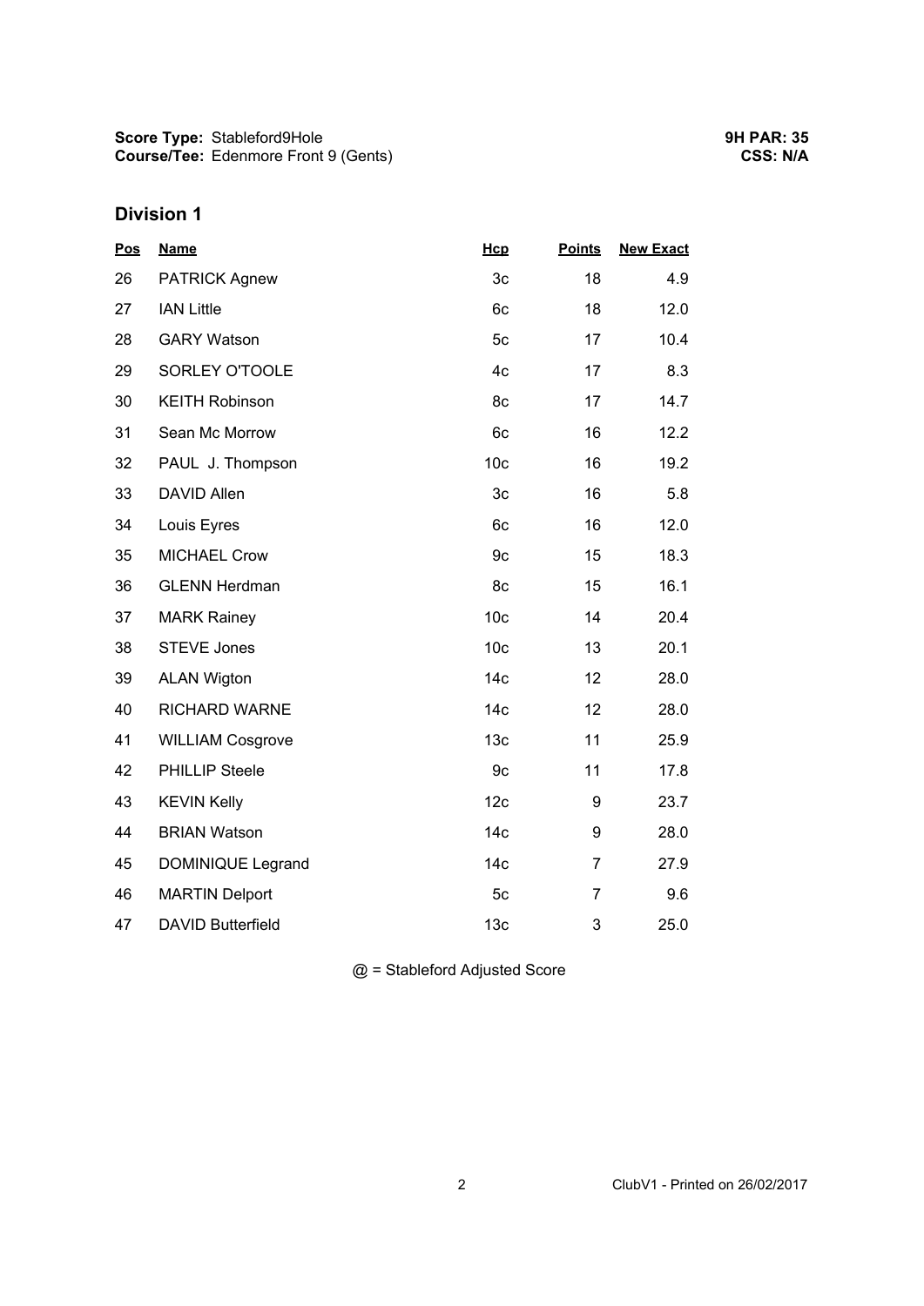**Score Type:** Stableford9Hole
**Course/Tee:** Edenmore Front 9 (Gents)

**9H PAR: 35**
**CSS: N/A**

## Division 1

| Pos | Name | Hcp | Points | New Exact |
|---|---|---|---|---|
| 26 | PATRICK Agnew | 3c | 18 | 4.9 |
| 27 | IAN Little | 6c | 18 | 12.0 |
| 28 | GARY Watson | 5c | 17 | 10.4 |
| 29 | SORLEY O'TOOLE | 4c | 17 | 8.3 |
| 30 | KEITH Robinson | 8c | 17 | 14.7 |
| 31 | Sean Mc Morrow | 6c | 16 | 12.2 |
| 32 | PAUL J. Thompson | 10c | 16 | 19.2 |
| 33 | DAVID Allen | 3c | 16 | 5.8 |
| 34 | Louis Eyres | 6c | 16 | 12.0 |
| 35 | MICHAEL Crow | 9c | 15 | 18.3 |
| 36 | GLENN Herdman | 8c | 15 | 16.1 |
| 37 | MARK Rainey | 10c | 14 | 20.4 |
| 38 | STEVE Jones | 10c | 13 | 20.1 |
| 39 | ALAN Wigton | 14c | 12 | 28.0 |
| 40 | RICHARD WARNE | 14c | 12 | 28.0 |
| 41 | WILLIAM Cosgrove | 13c | 11 | 25.9 |
| 42 | PHILLIP Steele | 9c | 11 | 17.8 |
| 43 | KEVIN Kelly | 12c | 9 | 23.7 |
| 44 | BRIAN Watson | 14c | 9 | 28.0 |
| 45 | DOMINIQUE Legrand | 14c | 7 | 27.9 |
| 46 | MARTIN Delport | 5c | 7 | 9.6 |
| 47 | DAVID Butterfield | 13c | 3 | 25.0 |

@ = Stableford Adjusted Score

ClubV1 - Printed on 26/02/2017